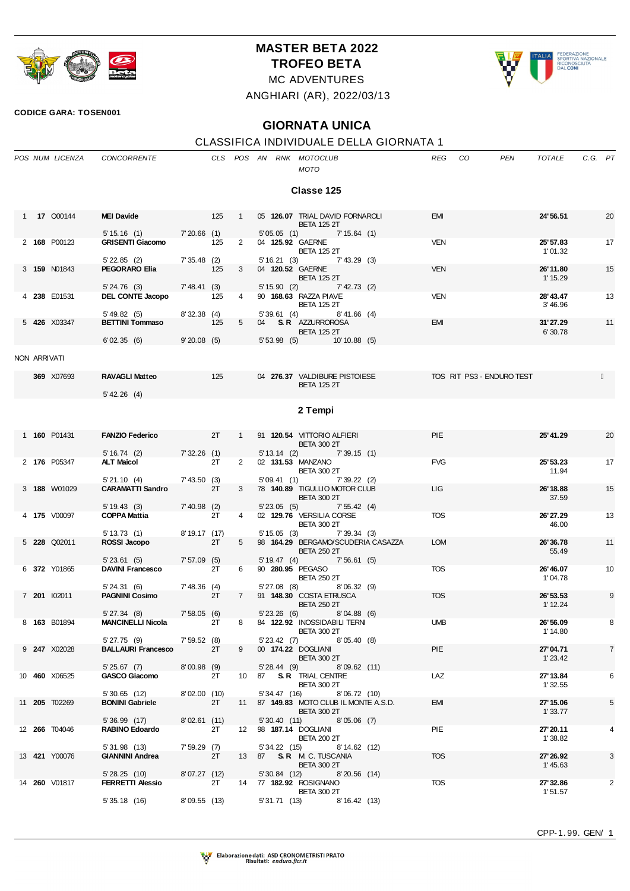# MASTER BETA 2022
# TROFEO BETA

MC ADVENTURES

ANGHIARI (AR), 2022/03/13

**CODICE GARA: TOSEN001**

## GIORNATA UNICA

CLASSIFICA INDIVIDUALE DELLA GIORNATA 1

### Classe 125

| POS | NUM | LICENZA | CONCORRENTE | CLS | POS | AN | RNK | MOTOCLUB / MOTO | REG | CO | PEN | TOTALE | C.G. | PT |
|---|---|---|---|---|---|---|---|---|---|---|---|---|---|---|
| 1 | **17** | Q00144 | **MEI Davide** | 125 | 1 | 05 | **126.07** | TRIAL DAVID FORNAROLI / BETA 125 2T | EMI | | | **24'56.51** | | 20 |
| | | | 5'15.16 (1) / 7'20.66 (1) / 5'05.05 (1) / 7'15.64 (1) | | | | | | | | | | | |
| 2 | **168** | P00123 | **GRISENTI Giacomo** | 125 | 2 | 04 | **125.92** | GAERNE / BETA 125 2T | VEN | | | **25'57.83** / 1'01.32 | | 17 |
| | | | 5'22.85 (2) / 7'35.48 (2) / 5'16.21 (3) / 7'43.29 (3) | | | | | | | | | | | |
| 3 | **159** | N01843 | **PEGORARO Elia** | 125 | 3 | 04 | **120.52** | GAERNE / BETA 125 2T | VEN | | | **26'11.80** / 1'15.29 | | 15 |
| | | | 5'24.76 (3) / 7'48.41 (3) / 5'15.90 (2) / 7'42.73 (2) | | | | | | | | | | | |
| 4 | **238** | E01531 | **DEL CONTE Jacopo** | 125 | 4 | 90 | **168.63** | RAZZA PIAVE / BETA 125 2T | VEN | | | **28'43.47** / 3'46.96 | | 13 |
| | | | 5'49.82 (5) / 8'32.38 (4) / 5'39.61 (4) / 8'41.66 (4) | | | | | | | | | | | |
| 5 | **426** | X03347 | **BETTINI Tommaso** | 125 | 5 | 04 | **S.R.** | AZZURROROSA / BETA 125 2T | EMI | | | **31'27.29** / 6'30.78 | | 11 |
| | | | 6'02.35 (6) / 9'20.08 (5) / 5'53.98 (5) / 10'10.88 (5) | | | | | | | | | | | |

NON ARRIVATI

| POS | NUM | LICENZA | CONCORRENTE | CLS | POS | AN | RNK | MOTOCLUB / MOTO | REG | CO | PEN | TOTALE | C.G. | PT |
|---|---|---|---|---|---|---|---|---|---|---|---|---|---|---|
| | **369** | X07693 | **RAVAGLI Matteo** | 125 | | 04 | **276.37** | VALDIBURE PISTOIESE / BETA 125 2T | TOS | RIT PS3 - ENDURO TEST | | | | |
| | | | 5'42.26 (4) | | | | | | | | | | | |

### 2 Tempi

| POS | NUM | LICENZA | CONCORRENTE | CLS | POS | AN | RNK | MOTOCLUB / MOTO | REG | CO | PEN | TOTALE | C.G. | PT |
|---|---|---|---|---|---|---|---|---|---|---|---|---|---|---|
| 1 | **160** | P01431 | **FANZIO Federico** | 2T | 1 | 91 | **120.54** | VITTORIO ALFIERI / BETA 300 2T | PIE | | | **25'41.29** | | 20 |
| | | | 5'16.74 (2) / 7'32.26 (1) / 5'13.14 (2) / 7'39.15 (1) | | | | | | | | | | | |
| 2 | **176** | P05347 | **ALT Maicol** | 2T | 2 | 02 | **131.53** | MANZANO / BETA 300 2T | FVG | | | **25'53.23** / 11.94 | | 17 |
| | | | 5'21.10 (4) / 7'43.50 (3) / 5'09.41 (1) / 7'39.22 (2) | | | | | | | | | | | |
| 3 | **188** | W01029 | **CARAMATTI Sandro** | 2T | 3 | 78 | **140.89** | TIGULLIO MOTOR CLUB / BETA 300 2T | LIG | | | **26'18.88** / 37.59 | | 15 |
| | | | 5'19.43 (3) / 7'40.98 (2) / 5'23.05 (5) / 7'55.42 (4) | | | | | | | | | | | |
| 4 | **175** | V00097 | **COPPA Mattia** | 2T | 4 | 02 | **129.76** | VERSILIA CORSE / BETA 300 2T | TOS | | | **26'27.29** / 46.00 | | 13 |
| | | | 5'13.73 (1) / 8'19.17 (17) / 5'15.05 (3) / 7'39.34 (3) | | | | | | | | | | | |
| 5 | **228** | Q02011 | **ROSSI Jacopo** | 2T | 5 | 98 | **164.29** | BERGAMO/SCUDERIA CASAZZA / BETA 250 2T | LOM | | | **26'36.78** / 55.49 | | 11 |
| | | | 5'23.61 (5) / 7'57.09 (5) / 5'19.47 (4) / 7'56.61 (5) | | | | | | | | | | | |
| 6 | **372** | Y01865 | **DAVINI Francesco** | 2T | 6 | 90 | **280.95** | PEGASO / BETA 250 2T | TOS | | | **26'46.07** / 1'04.78 | | 10 |
| | | | 5'24.31 (6) / 7'48.36 (4) / 5'27.08 (8) / 8'06.32 (9) | | | | | | | | | | | |
| 7 | **201** | I02011 | **PAGNINI Cosimo** | 2T | 7 | 91 | **148.30** | COSTA ETRUSCA / BETA 250 2T | TOS | | | **26'53.53** / 1'12.24 | | 9 |
| | | | 5'27.34 (8) / 7'58.05 (6) / 5'23.26 (6) / 8'04.88 (6) | | | | | | | | | | | |
| 8 | **163** | B01894 | **MANCINELLI Nicola** | 2T | 8 | 84 | **122.92** | INOSSIDABILI TERNI / BETA 300 2T | UMB | | | **26'56.09** / 1'14.80 | | 8 |
| | | | 5'27.75 (9) / 7'59.52 (8) / 5'23.42 (7) / 8'05.40 (8) | | | | | | | | | | | |
| 9 | **247** | X02028 | **BALLAURI Francesco** | 2T | 9 | 00 | **174.22** | DOGLIANI / BETA 300 2T | PIE | | | **27'04.71** / 1'23.42 | | 7 |
| | | | 5'25.67 (7) / 8'00.98 (9) / 5'28.44 (9) / 8'09.62 (11) | | | | | | | | | | | |
| 10 | **460** | X06525 | **GASCO Giacomo** | 2T | 10 | 87 | **S.R.** | TRIAL CENTRE / BETA 300 2T | LAZ | | | **27'13.84** / 1'32.55 | | 6 |
| | | | 5'30.65 (12) / 8'02.00 (10) / 5'34.47 (16) / 8'06.72 (10) | | | | | | | | | | | |
| 11 | **205** | T02269 | **BONINI Gabriele** | 2T | 11 | 87 | **149.83** | MOTO CLUB IL MONTE A.S.D. / BETA 300 2T | EMI | | | **27'15.06** / 1'33.77 | | 5 |
| | | | 5'36.99 (17) / 8'02.61 (11) / 5'30.40 (11) / 8'05.06 (7) | | | | | | | | | | | |
| 12 | **266** | T04046 | **RABINO Edoardo** | 2T | 12 | 98 | **187.14** | DOGLIANI / BETA 200 2T | PIE | | | **27'20.11** / 1'38.82 | | 4 |
| | | | 5'31.98 (13) / 7'59.29 (7) / 5'34.22 (15) / 8'14.62 (12) | | | | | | | | | | | |
| 13 | **421** | Y00076 | **GIANNINI Andrea** | 2T | 13 | 87 | **S.R.** | M. C. TUSCANIA / BETA 300 2T | TOS | | | **27'26.92** / 1'45.63 | | 3 |
| | | | 5'28.25 (10) / 8'07.27 (12) / 5'30.84 (12) / 8'20.56 (14) | | | | | | | | | | | |
| 14 | **260** | V01817 | **FERRETTI Alessio** | 2T | 14 | 77 | **182.92** | ROSIGNANO / BETA 300 2T | TOS | | | **27'32.86** / 1'51.57 | | 2 |
| | | | 5'35.18 (16) / 8'09.55 (13) / 5'31.71 (13) / 8'16.42 (13) | | | | | | | | | | | |

CPP-1.99. GEN/ 1

Elaborazione dati: ASD CRONOMETRISTI PRATO
Risultati: *enduro.ficr.it*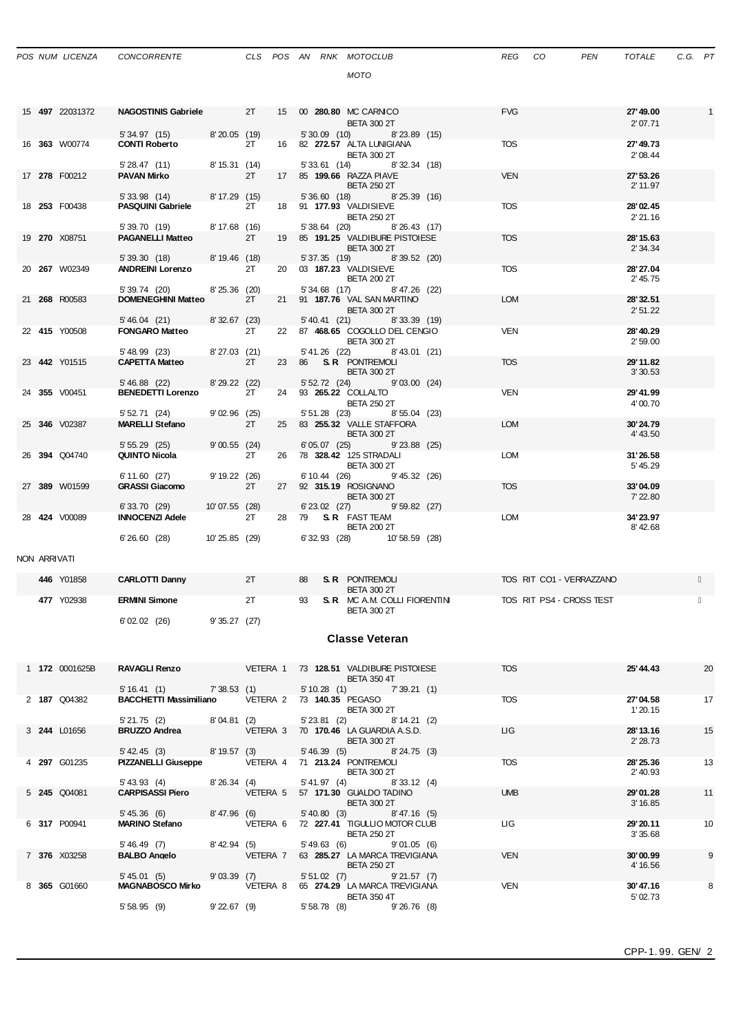| POS | NUM | LICENZA | CONCORRENTE | CLS | POS | AN | RNK | MOTOCLUB / MOTO | REG | CO | PEN | TOTALE | C.G. | PT |
|---|---|---|---|---|---|---|---|---|---|---|---|---|---|---|
| 15 | **497** | 22031372 | **NAGOSTINIS Gabriele** | 2T | 15 | 00 | **280.80** | MC CARNICO / BETA 300 2T | FVG | | | **27'49.00** 2'07.71 | | 1 |
| | | | 5'34.97 (15) | 8'20.05 (19) | | | | 5'30.09 (10) 8'23.89 (15) | | | | | | |
| 16 | **363** | W00774 | **CONTI Roberto** | 2T | 16 | 82 | **272.57** | ALTA LUNIGIANA / BETA 300 2T | TOS | | | **27'49.73** 2'08.44 | | |
| | | | 5'28.47 (11) | 8'15.31 (14) | | | | 5'33.61 (14) 8'32.34 (18) | | | | | | |
| 17 | **278** | F00212 | **PAVAN Mirko** | 2T | 17 | 85 | **199.66** | RAZZA PIAVE / BETA 250 2T | VEN | | | **27'53.26** 2'11.97 | | |
| | | | 5'33.98 (14) | 8'17.29 (15) | | | | 5'36.60 (18) 8'25.39 (16) | | | | | | |
| 18 | **253** | F00438 | **PASQUINI Gabriele** | 2T | 18 | 91 | **177.93** | VALDISIEVE / BETA 250 2T | TOS | | | **28'02.45** 2'21.16 | | |
| | | | 5'39.70 (19) | 8'17.68 (16) | | | | 5'38.64 (20) 8'26.43 (17) | | | | | | |
| 19 | **270** | X08751 | **PAGANELLI Matteo** | 2T | 19 | 85 | **191.25** | VALDIBURE PISTOIESE / BETA 300 2T | TOS | | | **28'15.63** 2'34.34 | | |
| | | | 5'39.30 (18) | 8'19.46 (18) | | | | 5'37.35 (19) 8'39.52 (20) | | | | | | |
| 20 | **267** | W02349 | **ANDREINI Lorenzo** | 2T | 20 | 03 | **187.23** | VALDISIEVE / BETA 200 2T | TOS | | | **28'27.04** 2'45.75 | | |
| | | | 5'39.74 (20) | 8'25.36 (20) | | | | 5'34.68 (17) 8'47.26 (22) | | | | | | |
| 21 | **268** | R00583 | **DOMENEGHINI Matteo** | 2T | 21 | 91 | **187.76** | VAL SAN MARTINO / BETA 300 2T | LOM | | | **28'32.51** 2'51.22 | | |
| | | | 5'46.04 (21) | 8'32.67 (23) | | | | 5'40.41 (21) 8'33.39 (19) | | | | | | |
| 22 | **415** | Y00508 | **FONGARO Matteo** | 2T | 22 | 87 | **468.65** | COGOLLO DEL CENGIO / BETA 300 2T | VEN | | | **28'40.29** 2'59.00 | | |
| | | | 5'48.99 (23) | 8'27.03 (21) | | | | 5'41.26 (22) 8'43.01 (21) | | | | | | |
| 23 | **442** | Y01515 | **CAPETTA Matteo** | 2T | 23 | 86 | **S.R** | PONTREMOLI / BETA 300 2T | TOS | | | **29'11.82** 3'30.53 | | |
| | | | 5'46.88 (22) | 8'29.22 (22) | | | | 5'52.72 (24) 9'03.00 (24) | | | | | | |
| 24 | **355** | V00451 | **BENEDETTI Lorenzo** | 2T | 24 | 93 | **265.22** | COLLALTO / BETA 250 2T | VEN | | | **29'41.99** 4'00.70 | | |
| | | | 5'52.71 (24) | 9'02.96 (25) | | | | 5'51.28 (23) 8'55.04 (23) | | | | | | |
| 25 | **346** | V02387 | **MARELLI Stefano** | 2T | 25 | 83 | **255.32** | VALLE STAFFORA / BETA 300 2T | LOM | | | **30'24.79** 4'43.50 | | |
| | | | 5'55.29 (25) | 9'00.55 (24) | | | | 6'05.07 (25) 9'23.88 (25) | | | | | | |
| 26 | **394** | Q04740 | **QUINTO Nicola** | 2T | 26 | 78 | **328.42** | 125 STRADALI / BETA 300 2T | LOM | | | **31'26.58** 5'45.29 | | |
| | | | 6'11.60 (27) | 9'19.22 (26) | | | | 6'10.44 (26) 9'45.32 (26) | | | | | | |
| 27 | **389** | W01599 | **GRASSI Giacomo** | 2T | 27 | 92 | **315.19** | ROSIGNANO / BETA 300 2T | TOS | | | **33'04.09** 7'22.80 | | |
| | | | 6'33.70 (29) | 10'07.55 (28) | | | | 6'23.02 (27) 9'59.82 (27) | | | | | | |
| 28 | **424** | V00089 | **INNOCENZI Adele** | 2T | 28 | 79 | **S.R** | FAST TEAM / BETA 200 2T | LOM | | | **34'23.97** 8'42.68 | | |
| | | | 6'26.60 (28) | 10'25.85 (29) | | | | 6'32.93 (28) 10'58.59 (28) | | | | | | |

NON ARRIVATI

| NUM | LICENZA | CONCORRENTE | CLS | AN | RNK | MOTOCLUB / MOTO | REG | NOTE |
|---|---|---|---|---|---|---|---|---|
| **446** | Y01858 | **CARLOTTI Danny** | 2T | 88 | **S.R** | PONTREMOLI / BETA 300 2T | TOS | RIT CO1 - VERRAZZANO |
| **477** | Y02938 | **ERMINI Simone** | 2T | 93 | **S.R** | MC A.M. COLLI FIORENTINI / BETA 300 2T | TOS | RIT PS4 - CROSS TEST |
| | | 6'02.02 (26) | 9'35.27 (27) | | | | | |

## Classe Veteran

| POS | NUM | LICENZA | CONCORRENTE | CLS | AN | RNK | MOTOCLUB / MOTO | REG | CO | PEN | TOTALE | C.G. | PT |
|---|---|---|---|---|---|---|---|---|---|---|---|---|---|
| 1 | **172** | 0001625B | **RAVAGLI Renzo** | VETERA 1 | 73 | **128.51** | VALDIBURE PISTOIESE / BETA 350 4T | TOS | | | **25'44.43** | | 20 |
| | | | 5'16.41 (1) | 7'38.53 (1) | | | 5'10.28 (1) 7'39.21 (1) | | | | | | |
| 2 | **187** | Q04382 | **BACCHETTI Massimiliano** | VETERA 2 | 73 | **140.35** | PEGASO / BETA 300 2T | TOS | | | **27'04.58** 1'20.15 | | 17 |
| | | | 5'21.75 (2) | 8'04.81 (2) | | | 5'23.81 (2) 8'14.21 (2) | | | | | | |
| 3 | **244** | L01656 | **BRUZZO Andrea** | VETERA 3 | 70 | **170.46** | LA GUARDIA A.S.D. / BETA 300 2T | LIG | | | **28'13.16** 2'28.73 | | 15 |
| | | | 5'42.45 (3) | 8'19.57 (3) | | | 5'46.39 (5) 8'24.75 (3) | | | | | | |
| 4 | **297** | G01235 | **PIZZANELLI Giuseppe** | VETERA 4 | 71 | **213.24** | PONTREMOLI / BETA 300 2T | TOS | | | **28'25.36** 2'40.93 | | 13 |
| | | | 5'43.93 (4) | 8'26.34 (4) | | | 5'41.97 (4) 8'33.12 (4) | | | | | | |
| 5 | **245** | Q04081 | **CARPISASSI Piero** | VETERA 5 | 57 | **171.30** | GUALDO TADINO / BETA 300 2T | UMB | | | **29'01.28** 3'16.85 | | 11 |
| | | | 5'45.36 (6) | 8'47.96 (6) | | | 5'40.80 (3) 8'47.16 (5) | | | | | | |
| 6 | **317** | P00941 | **MARINO Stefano** | VETERA 6 | 72 | **227.41** | TIGULLIO MOTOR CLUB / BETA 250 2T | LIG | | | **29'20.11** 3'35.68 | | 10 |
| | | | 5'46.49 (7) | 8'42.94 (5) | | | 5'49.63 (6) 9'01.05 (6) | | | | | | |
| 7 | **376** | X03258 | **BALBO Angelo** | VETERA 7 | 63 | **285.27** | LA MARCA TREVIGIANA / BETA 250 2T | VEN | | | **30'00.99** 4'16.56 | | 9 |
| | | | 5'45.01 (5) | 9'03.39 (7) | | | 5'51.02 (7) 9'21.57 (7) | | | | | | |
| 8 | **365** | G01660 | **MAGNABOSCO Mirko** | VETERA 8 | 65 | **274.29** | LA MARCA TREVIGIANA / BETA 350 4T | VEN | | | **30'47.16** 5'02.73 | | 8 |
| | | | 5'58.95 (9) | 9'22.67 (9) | | | 5'58.78 (8) 9'26.76 (8) | | | | | | |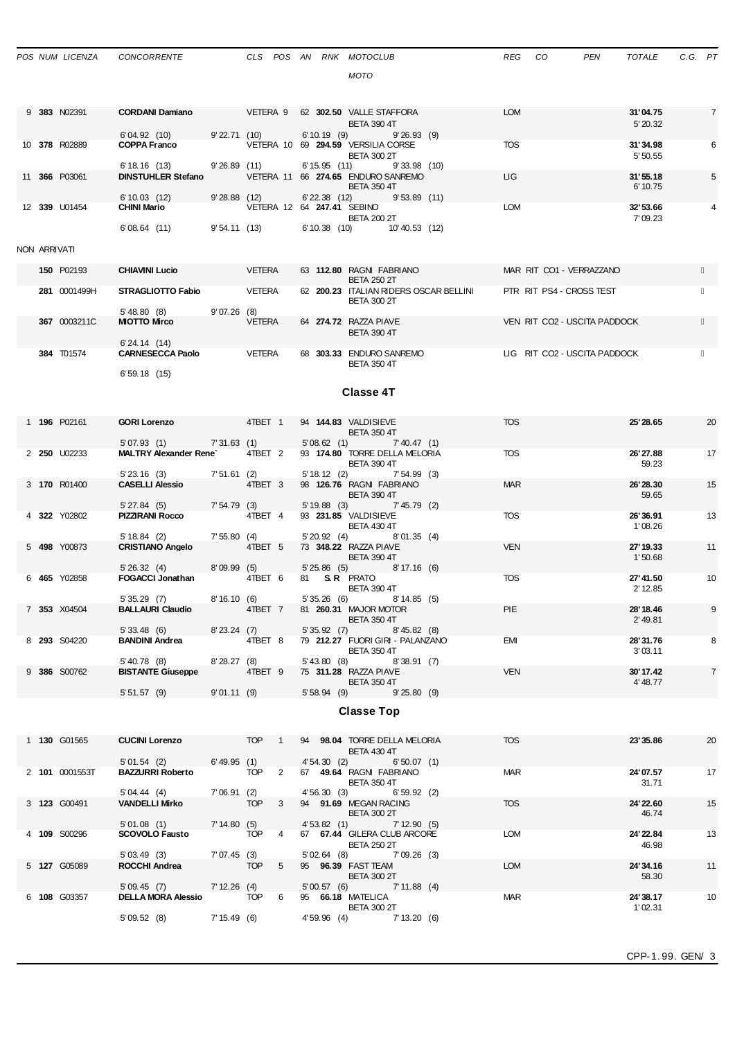| POS | NUM | LICENZA | CONCORRENTE | CLS | POS | AN | RNK | MOTOCLUB / MOTO | REG | CO | PEN | TOTALE | C.G. | PT |
|---|---|---|---|---|---|---|---|---|---|---|---|---|---|---|
| 9 | **383** | N02391 | **CORDANI Damiano** | VETERA | 9 | 62 | **302.50** | VALLE STAFFORA / BETA 390 4T | LOM | | | **31'04.75** / 5'20.32 | | 7 |
| | | | 6'04.92 (10) · 9'22.71 (10) · 6'10.19 (9) · 9'26.93 (9) | | | | | | | | | | | |
| 10 | **378** | R02889 | **COPPA Franco** | VETERA | 10 | 69 | **294.59** | VERSILIA CORSE / BETA 300 2T | TOS | | | **31'34.98** / 5'50.55 | | 6 |
| | | | 6'18.16 (13) · 9'26.89 (11) · 6'15.95 (11) · 9'33.98 (10) | | | | | | | | | | | |
| 11 | **366** | P03061 | **DINSTUHLER Stefano** | VETERA | 11 | 66 | **274.65** | ENDURO SANREMO / BETA 350 4T | LIG | | | **31'55.18** / 6'10.75 | | 5 |
| | | | 6'10.03 (12) · 9'28.88 (12) · 6'22.38 (12) · 9'53.89 (11) | | | | | | | | | | | |
| 12 | **339** | U01454 | **CHINI Mario** | VETERA | 12 | 64 | **247.41** | SEBINO / BETA 200 2T | LOM | | | **32'53.66** / 7'09.23 | | 4 |
| | | | 6'08.64 (11) · 9'54.11 (13) · 6'10.38 (10) · 10'40.53 (12) | | | | | | | | | | | |

NON ARRIVATI

| POS | NUM | LICENZA | CONCORRENTE | CLS | POS | AN | RNK | MOTOCLUB / MOTO | REG | CO | PEN | TOTALE | C.G. | PT |
|---|---|---|---|---|---|---|---|---|---|---|---|---|---|---|
| | **150** | P02193 | **CHIAVINI Lucio** | VETERA | | 63 | **112.80** | RAGNI FABRIANO / BETA 250 2T | MAR | RIT CO1 - VERRAZZANO | | | | |
| | **281** | 0001499H | **STRAGLIOTTO Fabio** | VETERA | | 62 | **200.23** | ITALIAN RIDERS OSCAR BELLINI / BETA 300 2T | PTR | RIT PS4 - CROSS TEST | | | | |
| | | | 5'48.80 (8) · 9'07.26 (8) | | | | | | | | | | | |
| | **367** | 0003211C | **MIOTTO Mirco** | VETERA | | 64 | **274.72** | RAZZA PIAVE / BETA 390 4T | VEN | RIT CO2 - USCITA PADDOCK | | | | |
| | | | 6'24.14 (14) | | | | | | | | | | | |
| | **384** | T01574 | **CARNESECCA Paolo** | VETERA | | 68 | **303.33** | ENDURO SANREMO / BETA 350 4T | LIG | RIT CO2 - USCITA PADDOCK | | | | |
| | | | 6'59.18 (15) | | | | | | | | | | | |

## Classe 4T

| POS | NUM | LICENZA | CONCORRENTE | CLS | POS | AN | RNK | MOTOCLUB / MOTO | REG | CO | PEN | TOTALE | C.G. | PT |
|---|---|---|---|---|---|---|---|---|---|---|---|---|---|---|
| 1 | **196** | P02161 | **GORI Lorenzo** | 4TBET | 1 | 94 | **144.83** | VALDISIEVE / BETA 350 4T | TOS | | | **25'28.65** | | 20 |
| | | | 5'07.93 (1) · 7'31.63 (1) · 5'08.62 (1) · 7'40.47 (1) | | | | | | | | | | | |
| 2 | **250** | U02233 | **MALTRY Alexander Rene`** | 4TBET | 2 | 93 | **174.80** | TORRE DELLA MELORIA / BETA 390 4T | TOS | | | **26'27.88** / 59.23 | | 17 |
| | | | 5'23.16 (3) · 7'51.61 (2) · 5'18.12 (2) · 7'54.99 (3) | | | | | | | | | | | |
| 3 | **170** | R01400 | **CASELLI Alessio** | 4TBET | 3 | 98 | **126.76** | RAGNI FABRIANO / BETA 390 4T | MAR | | | **26'28.30** / 59.65 | | 15 |
| | | | 5'27.84 (5) · 7'54.79 (3) · 5'19.88 (3) · 7'45.79 (2) | | | | | | | | | | | |
| 4 | **322** | Y02802 | **PIZZIRANI Rocco** | 4TBET | 4 | 93 | **231.85** | VALDISIEVE / BETA 430 4T | TOS | | | **26'36.91** / 1'08.26 | | 13 |
| | | | 5'18.84 (2) · 7'55.80 (4) · 5'20.92 (4) · 8'01.35 (4) | | | | | | | | | | | |
| 5 | **498** | Y00873 | **CRISTIANO Angelo** | 4TBET | 5 | 73 | **348.22** | RAZZA PIAVE / BETA 390 4T | VEN | | | **27'19.33** / 1'50.68 | | 11 |
| | | | 5'26.32 (4) · 8'09.99 (5) · 5'25.86 (5) · 8'17.16 (6) | | | | | | | | | | | |
| 6 | **465** | Y02858 | **FOGACCI Jonathan** | 4TBET | 6 | 81 | **S.R** | PRATO / BETA 390 4T | TOS | | | **27'41.50** / 2'12.85 | | 10 |
| | | | 5'35.29 (7) · 8'16.10 (6) · 5'35.26 (6) · 8'14.85 (5) | | | | | | | | | | | |
| 7 | **353** | X04504 | **BALLAURI Claudio** | 4TBET | 7 | 81 | **260.31** | MAJOR MOTOR / BETA 350 4T | PIE | | | **28'18.46** / 2'49.81 | | 9 |
| | | | 5'33.48 (6) · 8'23.24 (7) · 5'35.92 (7) · 8'45.82 (8) | | | | | | | | | | | |
| 8 | **293** | S04220 | **BANDINI Andrea** | 4TBET | 8 | 79 | **212.27** | FUORI GIRI - PALANZANO / BETA 350 4T | EMI | | | **28'31.76** / 3'03.11 | | 8 |
| | | | 5'40.78 (8) · 8'28.27 (8) · 5'43.80 (8) · 8'38.91 (7) | | | | | | | | | | | |
| 9 | **386** | S00762 | **BISTANTE Giuseppe** | 4TBET | 9 | 75 | **311.28** | RAZZA PIAVE / BETA 350 4T | VEN | | | **30'17.42** / 4'48.77 | | 7 |
| | | | 5'51.57 (9) · 9'01.11 (9) · 5'58.94 (9) · 9'25.80 (9) | | | | | | | | | | | |

## Classe Top

| POS | NUM | LICENZA | CONCORRENTE | CLS | POS | AN | RNK | MOTOCLUB / MOTO | REG | CO | PEN | TOTALE | C.G. | PT |
|---|---|---|---|---|---|---|---|---|---|---|---|---|---|---|
| 1 | **130** | G01565 | **CUCINI Lorenzo** | TOP | 1 | 94 | **98.04** | TORRE DELLA MELORIA / BETA 430 4T | TOS | | | **23'35.86** | | 20 |
| | | | 5'01.54 (2) · 6'49.95 (1) · 4'54.30 (2) · 6'50.07 (1) | | | | | | | | | | | |
| 2 | **101** | 0001553T | **BAZZURRI Roberto** | TOP | 2 | 67 | **49.64** | RAGNI FABRIANO / BETA 350 4T | MAR | | | **24'07.57** / 31.71 | | 17 |
| | | | 5'04.44 (4) · 7'06.91 (2) · 4'56.30 (3) · 6'59.92 (2) | | | | | | | | | | | |
| 3 | **123** | G00491 | **VANDELLI Mirko** | TOP | 3 | 94 | **91.69** | MEGAN RACING / BETA 300 2T | TOS | | | **24'22.60** / 46.74 | | 15 |
| | | | 5'01.08 (1) · 7'14.80 (5) · 4'53.82 (1) · 7'12.90 (5) | | | | | | | | | | | |
| 4 | **109** | S00296 | **SCOVOLO Fausto** | TOP | 4 | 67 | **67.44** | GILERA CLUB ARCORE / BETA 250 2T | LOM | | | **24'22.84** / 46.98 | | 13 |
| | | | 5'03.49 (3) · 7'07.45 (3) · 5'02.64 (8) · 7'09.26 (3) | | | | | | | | | | | |
| 5 | **127** | G05089 | **ROCCHI Andrea** | TOP | 5 | 95 | **96.39** | FAST TEAM / BETA 300 2T | LOM | | | **24'34.16** / 58.30 | | 11 |
| | | | 5'09.45 (7) · 7'12.26 (4) · 5'00.57 (6) · 7'11.88 (4) | | | | | | | | | | | |
| 6 | **108** | G03357 | **DELLA MORA Alessio** | TOP | 6 | 95 | **66.18** | MATELICA / BETA 300 2T | MAR | | | **24'38.17** / 1'02.31 | | 10 |
| | | | 5'09.52 (8) · 7'15.49 (6) · 4'59.96 (4) · 7'13.20 (6) | | | | | | | | | | | |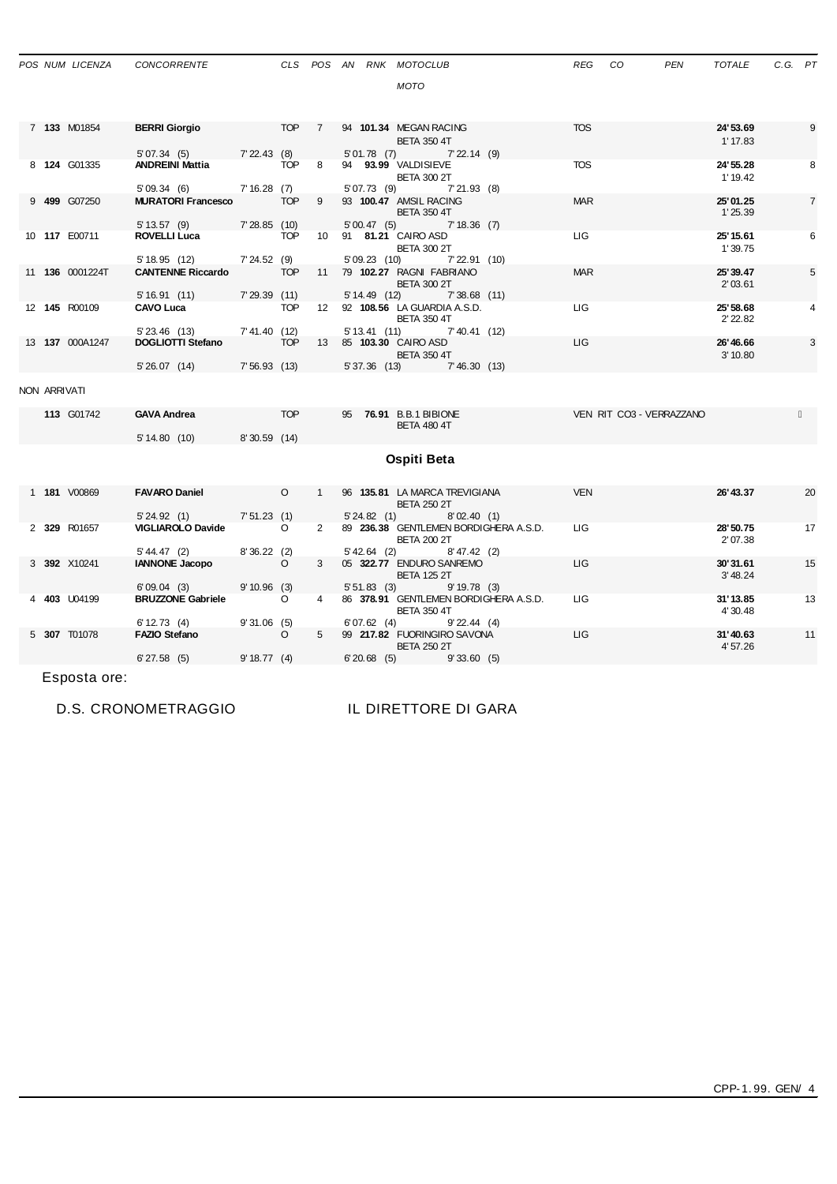| POS | NUM | LICENZA | CONCORRENTE | CLS | POS | AN | RNK | MOTOCLUB / MOTO | REG | CO | PEN | TOTALE | C.G. | PT |
|---|---|---|---|---|---|---|---|---|---|---|---|---|---|---|
| 7 | **133** | M01854 | **BERRI Giorgio** | TOP | 7 | 94 | **101.34** | MEGAN RACING / BETA 350 4T | TOS | | | **24'53.69** / 1'17.83 | | 9 |
| | | | 5'07.34 (5) | 7'22.43 (8) | | | | 5'01.78 (7) 7'22.14 (9) | | | | | | |
| 8 | **124** | G01335 | **ANDREINI Mattia** | TOP | 8 | 94 | **93.99** | VALDISIEVE / BETA 300 2T | TOS | | | **24'55.28** / 1'19.42 | | 8 |
| | | | 5'09.34 (6) | 7'16.28 (7) | | | | 5'07.73 (9) 7'21.93 (8) | | | | | | |
| 9 | **499** | G07250 | **MURATORI Francesco** | TOP | 9 | 93 | **100.47** | AMSIL RACING / BETA 350 4T | MAR | | | **25'01.25** / 1'25.39 | | 7 |
| | | | 5'13.57 (9) | 7'28.85 (10) | | | | 5'00.47 (5) 7'18.36 (7) | | | | | | |
| 10 | **117** | E00711 | **ROVELLI Luca** | TOP | 10 | 91 | **81.21** | CAIRO ASD / BETA 300 2T | LIG | | | **25'15.61** / 1'39.75 | | 6 |
| | | | 5'18.95 (12) | 7'24.52 (9) | | | | 5'09.23 (10) 7'22.91 (10) | | | | | | |
| 11 | **136** | 0001224T | **CANTENNE Riccardo** | TOP | 11 | 79 | **102.27** | RAGNI FABRIANO / BETA 300 2T | MAR | | | **25'39.47** / 2'03.61 | | 5 |
| | | | 5'16.91 (11) | 7'29.39 (11) | | | | 5'14.49 (12) 7'38.68 (11) | | | | | | |
| 12 | **145** | R00109 | **CAVO Luca** | TOP | 12 | 92 | **108.56** | LA GUARDIA A.S.D. / BETA 350 4T | LIG | | | **25'58.68** / 2'22.82 | | 4 |
| | | | 5'23.46 (13) | 7'41.40 (12) | | | | 5'13.41 (11) 7'40.41 (12) | | | | | | |
| 13 | **137** | 000A1247 | **DOGLIOTTI Stefano** | TOP | 13 | 85 | **103.30** | CAIRO ASD / BETA 350 4T | LIG | | | **26'46.66** / 3'10.80 | | 3 |
| | | | 5'26.07 (14) | 7'56.93 (13) | | | | 5'37.36 (13) 7'46.30 (13) | | | | | | |

NON ARRIVATI

| POS | NUM | LICENZA | CONCORRENTE | CLS | POS | AN | RNK | MOTOCLUB / MOTO | REG | CO | PEN | TOTALE | C.G. | PT |
|---|---|---|---|---|---|---|---|---|---|---|---|---|---|---|
| | **113** | G01742 | **GAVA Andrea** | TOP | | 95 | **76.91** | B.B.1 BIBIONE / BETA 480 4T | VEN | RIT CO3 - VERRAZZANO | | | | |
| | | | 5'14.80 (10) | 8'30.59 (14) | | | | | | | | | | |

## Ospiti Beta

| POS | NUM | LICENZA | CONCORRENTE | CLS | POS | AN | RNK | MOTOCLUB / MOTO | REG | CO | PEN | TOTALE | C.G. | PT |
|---|---|---|---|---|---|---|---|---|---|---|---|---|---|---|
| 1 | **181** | V00869 | **FAVARO Daniel** | O | 1 | 96 | **135.81** | LA MARCA TREVIGIANA / BETA 250 2T | VEN | | | **26'43.37** | | 20 |
| | | | 5'24.92 (1) | 7'51.23 (1) | | | | 5'24.82 (1) 8'02.40 (1) | | | | | | |
| 2 | **329** | R01657 | **VIGLIAROLO Davide** | O | 2 | 89 | **236.38** | GENTLEMEN BORDIGHERA A.S.D. / BETA 200 2T | LIG | | | **28'50.75** / 2'07.38 | | 17 |
| | | | 5'44.47 (2) | 8'36.22 (2) | | | | 5'42.64 (2) 8'47.42 (2) | | | | | | |
| 3 | **392** | X10241 | **IANNONE Jacopo** | O | 3 | 05 | **322.77** | ENDURO SANREMO / BETA 125 2T | LIG | | | **30'31.61** / 3'48.24 | | 15 |
| | | | 6'09.04 (3) | 9'10.96 (3) | | | | 5'51.83 (3) 9'19.78 (3) | | | | | | |
| 4 | **403** | U04199 | **BRUZZONE Gabriele** | O | 4 | 86 | **378.91** | GENTLEMEN BORDIGHERA A.S.D. / BETA 350 4T | LIG | | | **31'13.85** / 4'30.48 | | 13 |
| | | | 6'12.73 (4) | 9'31.06 (5) | | | | 6'07.62 (4) 9'22.44 (4) | | | | | | |
| 5 | **307** | T01078 | **FAZIO Stefano** | O | 5 | 99 | **217.82** | FUORINGIRO SAVONA / BETA 250 2T | LIG | | | **31'40.63** / 4'57.26 | | 11 |
| | | | 6'27.58 (5) | 9'18.77 (4) | | | | 6'20.68 (5) 9'33.60 (5) | | | | | | |

Esposta ore:

D.S. CRONOMETRAGGIO

IL DIRETTORE DI GARA

CPP-1.99. GEN/ 4